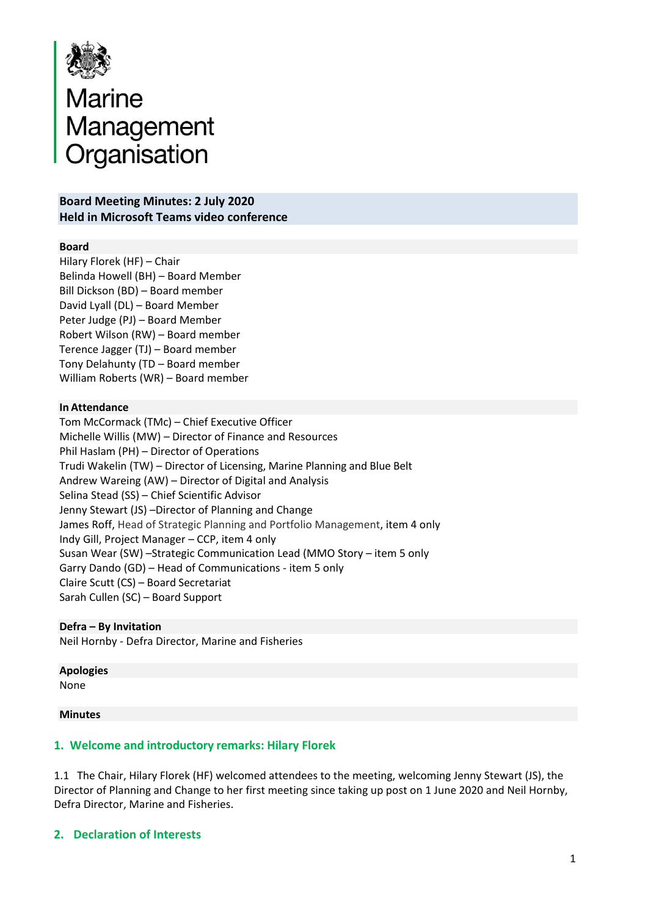# Marine Management Organisation

**Board Meeting Minutes: 2 July 2020**
**Held in Microsoft Teams video conference**

**Board**

Hilary Florek (HF) – Chair
Belinda Howell (BH) – Board Member
Bill Dickson (BD) – Board member
David Lyall (DL) – Board Member
Peter Judge (PJ) – Board Member
Robert Wilson (RW) – Board member
Terence Jagger (TJ) – Board member
Tony Delahunty (TD – Board member
William Roberts (WR) – Board member

**In Attendance**

Tom McCormack (TMc) – Chief Executive Officer
Michelle Willis (MW) – Director of Finance and Resources
Phil Haslam (PH) – Director of Operations
Trudi Wakelin (TW) – Director of Licensing, Marine Planning and Blue Belt
Andrew Wareing (AW) – Director of Digital and Analysis
Selina Stead (SS) – Chief Scientific Advisor
Jenny Stewart (JS) –Director of Planning and Change
James Roff, Head of Strategic Planning and Portfolio Management, item 4 only
Indy Gill, Project Manager – CCP, item 4 only
Susan Wear (SW) –Strategic Communication Lead (MMO Story – item 5 only
Garry Dando (GD) – Head of Communications - item 5 only
Claire Scutt (CS) – Board Secretariat
Sarah Cullen (SC) – Board Support

**Defra – By Invitation**

Neil Hornby - Defra Director, Marine and Fisheries

**Apologies**

None

**Minutes**

## 1. Welcome and introductory remarks: Hilary Florek

1.1 The Chair, Hilary Florek (HF) welcomed attendees to the meeting, welcoming Jenny Stewart (JS), the Director of Planning and Change to her first meeting since taking up post on 1 June 2020 and Neil Hornby, Defra Director, Marine and Fisheries.

## 2. Declaration of Interests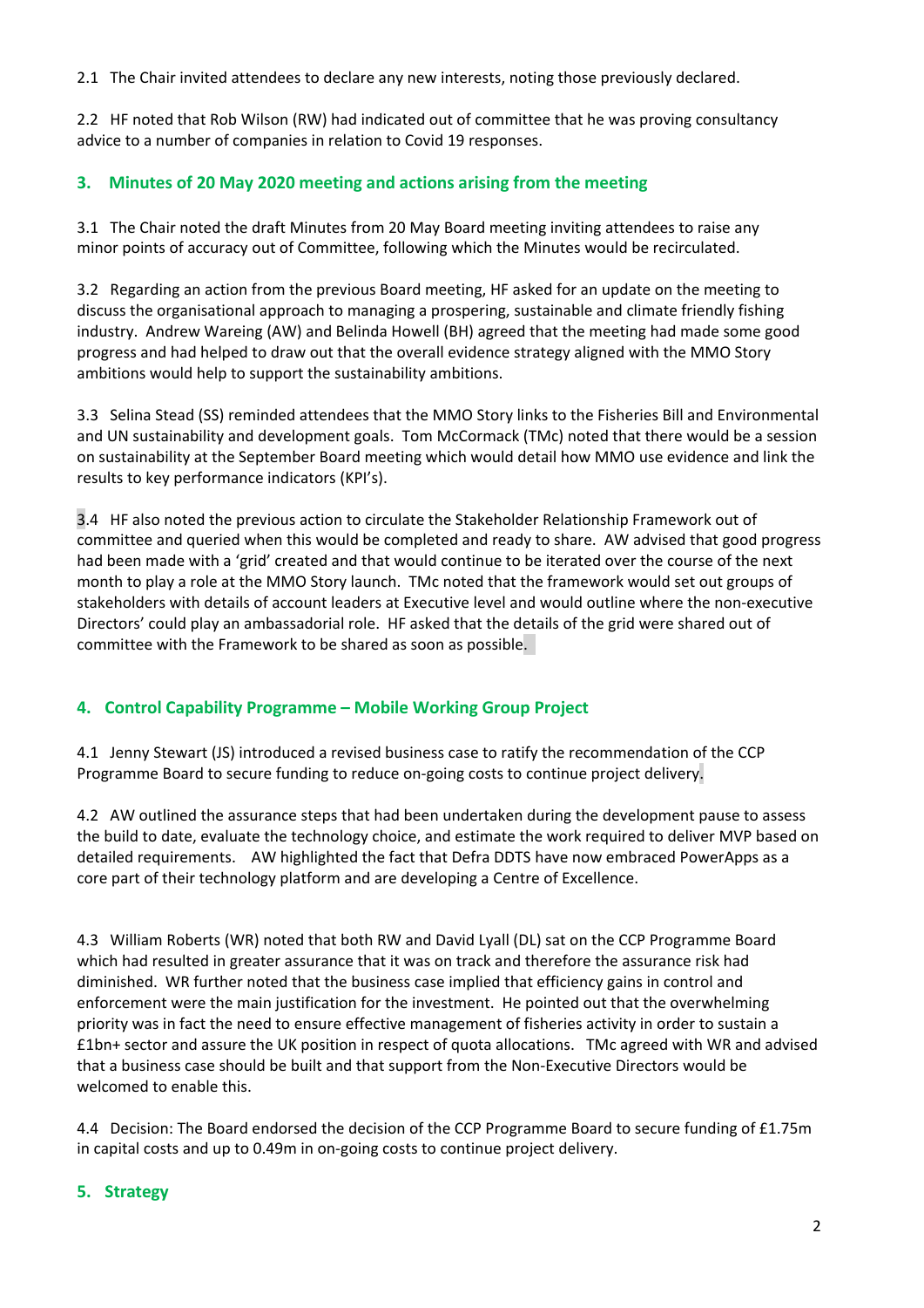2.1 The Chair invited attendees to declare any new interests, noting those previously declared.

2.2 HF noted that Rob Wilson (RW) had indicated out of committee that he was proving consultancy advice to a number of companies in relation to Covid 19 responses.

## 3. Minutes of 20 May 2020 meeting and actions arising from the meeting

3.1 The Chair noted the draft Minutes from 20 May Board meeting inviting attendees to raise any minor points of accuracy out of Committee, following which the Minutes would be recirculated.

3.2 Regarding an action from the previous Board meeting, HF asked for an update on the meeting to discuss the organisational approach to managing a prospering, sustainable and climate friendly fishing industry. Andrew Wareing (AW) and Belinda Howell (BH) agreed that the meeting had made some good progress and had helped to draw out that the overall evidence strategy aligned with the MMO Story ambitions would help to support the sustainability ambitions.

3.3 Selina Stead (SS) reminded attendees that the MMO Story links to the Fisheries Bill and Environmental and UN sustainability and development goals. Tom McCormack (TMc) noted that there would be a session on sustainability at the September Board meeting which would detail how MMO use evidence and link the results to key performance indicators (KPI's).

3.4 HF also noted the previous action to circulate the Stakeholder Relationship Framework out of committee and queried when this would be completed and ready to share. AW advised that good progress had been made with a 'grid' created and that would continue to be iterated over the course of the next month to play a role at the MMO Story launch. TMc noted that the framework would set out groups of stakeholders with details of account leaders at Executive level and would outline where the non-executive Directors' could play an ambassadorial role. HF asked that the details of the grid were shared out of committee with the Framework to be shared as soon as possible.

## 4. Control Capability Programme – Mobile Working Group Project

4.1 Jenny Stewart (JS) introduced a revised business case to ratify the recommendation of the CCP Programme Board to secure funding to reduce on-going costs to continue project delivery.

4.2 AW outlined the assurance steps that had been undertaken during the development pause to assess the build to date, evaluate the technology choice, and estimate the work required to deliver MVP based on detailed requirements. AW highlighted the fact that Defra DDTS have now embraced PowerApps as a core part of their technology platform and are developing a Centre of Excellence.

4.3 William Roberts (WR) noted that both RW and David Lyall (DL) sat on the CCP Programme Board which had resulted in greater assurance that it was on track and therefore the assurance risk had diminished. WR further noted that the business case implied that efficiency gains in control and enforcement were the main justification for the investment. He pointed out that the overwhelming priority was in fact the need to ensure effective management of fisheries activity in order to sustain a £1bn+ sector and assure the UK position in respect of quota allocations. TMc agreed with WR and advised that a business case should be built and that support from the Non-Executive Directors would be welcomed to enable this.

4.4 Decision: The Board endorsed the decision of the CCP Programme Board to secure funding of £1.75m in capital costs and up to 0.49m in on-going costs to continue project delivery.

## 5. Strategy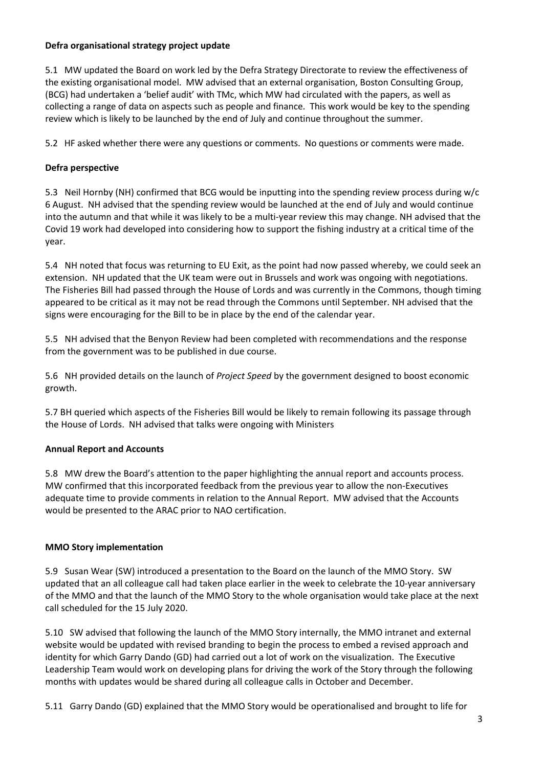**Defra organisational strategy project update**

5.1 MW updated the Board on work led by the Defra Strategy Directorate to review the effectiveness of the existing organisational model. MW advised that an external organisation, Boston Consulting Group, (BCG) had undertaken a 'belief audit' with TMc, which MW had circulated with the papers, as well as collecting a range of data on aspects such as people and finance. This work would be key to the spending review which is likely to be launched by the end of July and continue throughout the summer.

5.2 HF asked whether there were any questions or comments. No questions or comments were made.

**Defra perspective**

5.3 Neil Hornby (NH) confirmed that BCG would be inputting into the spending review process during w/c 6 August. NH advised that the spending review would be launched at the end of July and would continue into the autumn and that while it was likely to be a multi-year review this may change. NH advised that the Covid 19 work had developed into considering how to support the fishing industry at a critical time of the year.

5.4 NH noted that focus was returning to EU Exit, as the point had now passed whereby, we could seek an extension. NH updated that the UK team were out in Brussels and work was ongoing with negotiations. The Fisheries Bill had passed through the House of Lords and was currently in the Commons, though timing appeared to be critical as it may not be read through the Commons until September. NH advised that the signs were encouraging for the Bill to be in place by the end of the calendar year.

5.5 NH advised that the Benyon Review had been completed with recommendations and the response from the government was to be published in due course.

5.6 NH provided details on the launch of *Project Speed* by the government designed to boost economic growth.

5.7 BH queried which aspects of the Fisheries Bill would be likely to remain following its passage through the House of Lords. NH advised that talks were ongoing with Ministers

**Annual Report and Accounts**

5.8 MW drew the Board's attention to the paper highlighting the annual report and accounts process. MW confirmed that this incorporated feedback from the previous year to allow the non-Executives adequate time to provide comments in relation to the Annual Report. MW advised that the Accounts would be presented to the ARAC prior to NAO certification.

**MMO Story implementation**

5.9 Susan Wear (SW) introduced a presentation to the Board on the launch of the MMO Story. SW updated that an all colleague call had taken place earlier in the week to celebrate the 10-year anniversary of the MMO and that the launch of the MMO Story to the whole organisation would take place at the next call scheduled for the 15 July 2020.

5.10 SW advised that following the launch of the MMO Story internally, the MMO intranet and external website would be updated with revised branding to begin the process to embed a revised approach and identity for which Garry Dando (GD) had carried out a lot of work on the visualization. The Executive Leadership Team would work on developing plans for driving the work of the Story through the following months with updates would be shared during all colleague calls in October and December.

5.11 Garry Dando (GD) explained that the MMO Story would be operationalised and brought to life for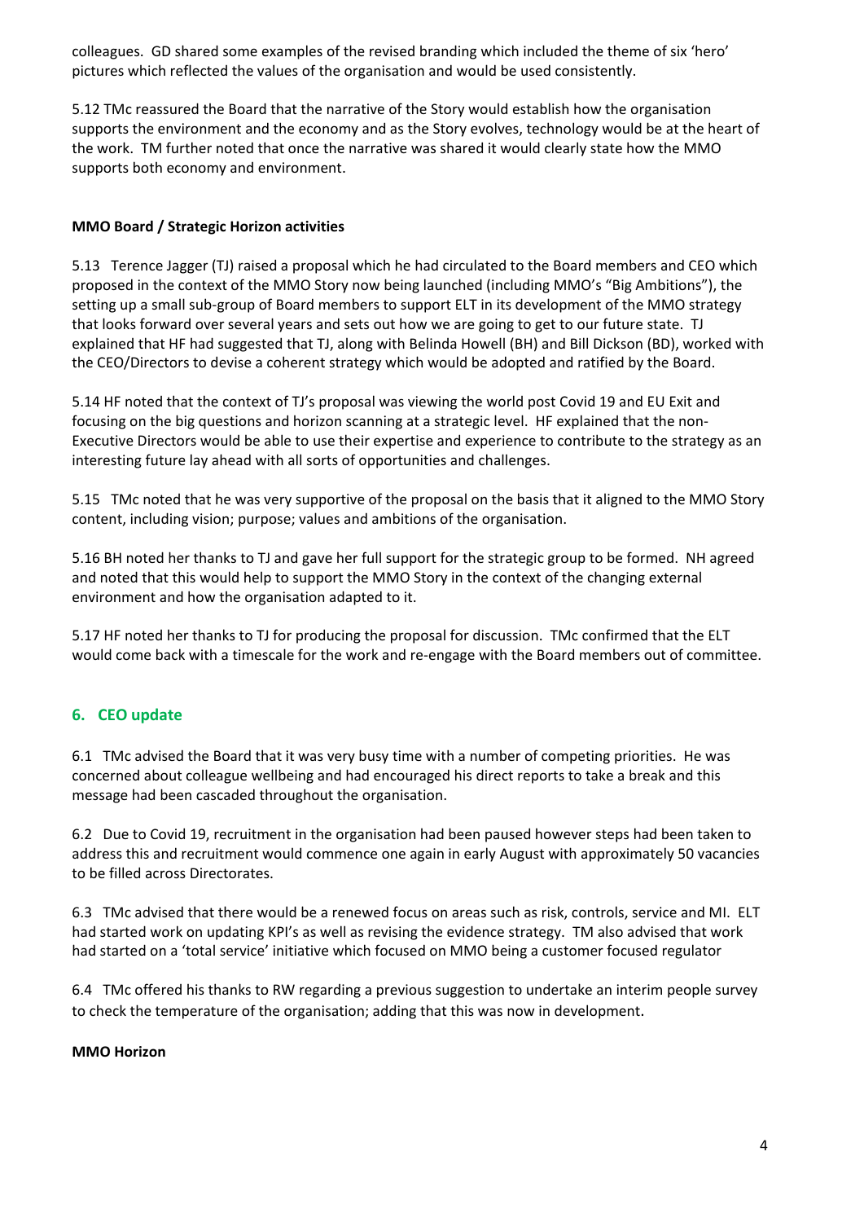colleagues. GD shared some examples of the revised branding which included the theme of six 'hero' pictures which reflected the values of the organisation and would be used consistently.

5.12 TMc reassured the Board that the narrative of the Story would establish how the organisation supports the environment and the economy and as the Story evolves, technology would be at the heart of the work. TM further noted that once the narrative was shared it would clearly state how the MMO supports both economy and environment.

**MMO Board / Strategic Horizon activities**

5.13 Terence Jagger (TJ) raised a proposal which he had circulated to the Board members and CEO which proposed in the context of the MMO Story now being launched (including MMO's "Big Ambitions"), the setting up a small sub-group of Board members to support ELT in its development of the MMO strategy that looks forward over several years and sets out how we are going to get to our future state. TJ explained that HF had suggested that TJ, along with Belinda Howell (BH) and Bill Dickson (BD), worked with the CEO/Directors to devise a coherent strategy which would be adopted and ratified by the Board.

5.14 HF noted that the context of TJ's proposal was viewing the world post Covid 19 and EU Exit and focusing on the big questions and horizon scanning at a strategic level. HF explained that the non-Executive Directors would be able to use their expertise and experience to contribute to the strategy as an interesting future lay ahead with all sorts of opportunities and challenges.

5.15 TMc noted that he was very supportive of the proposal on the basis that it aligned to the MMO Story content, including vision; purpose; values and ambitions of the organisation.

5.16 BH noted her thanks to TJ and gave her full support for the strategic group to be formed. NH agreed and noted that this would help to support the MMO Story in the context of the changing external environment and how the organisation adapted to it.

5.17 HF noted her thanks to TJ for producing the proposal for discussion. TMc confirmed that the ELT would come back with a timescale for the work and re-engage with the Board members out of committee.

## 6. CEO update

6.1 TMc advised the Board that it was very busy time with a number of competing priorities. He was concerned about colleague wellbeing and had encouraged his direct reports to take a break and this message had been cascaded throughout the organisation.

6.2 Due to Covid 19, recruitment in the organisation had been paused however steps had been taken to address this and recruitment would commence one again in early August with approximately 50 vacancies to be filled across Directorates.

6.3 TMc advised that there would be a renewed focus on areas such as risk, controls, service and MI. ELT had started work on updating KPI's as well as revising the evidence strategy. TM also advised that work had started on a 'total service' initiative which focused on MMO being a customer focused regulator

6.4 TMc offered his thanks to RW regarding a previous suggestion to undertake an interim people survey to check the temperature of the organisation; adding that this was now in development.

**MMO Horizon**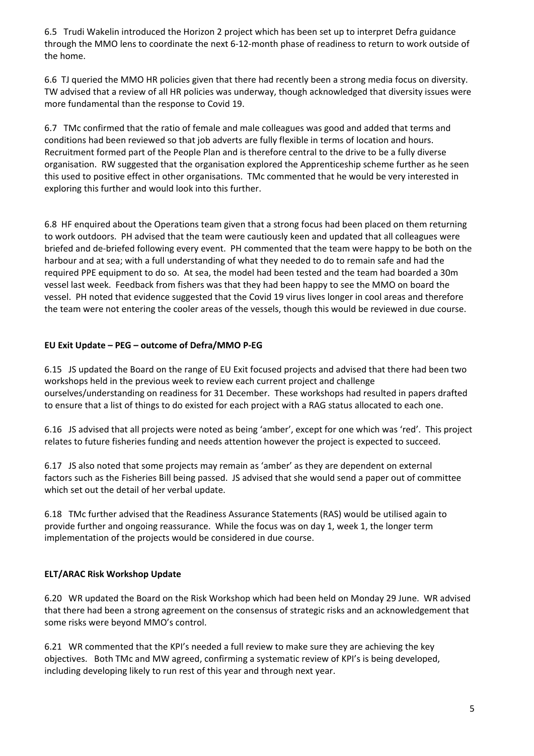6.5 Trudi Wakelin introduced the Horizon 2 project which has been set up to interpret Defra guidance through the MMO lens to coordinate the next 6-12-month phase of readiness to return to work outside of the home.

6.6 TJ queried the MMO HR policies given that there had recently been a strong media focus on diversity. TW advised that a review of all HR policies was underway, though acknowledged that diversity issues were more fundamental than the response to Covid 19.

6.7 TMc confirmed that the ratio of female and male colleagues was good and added that terms and conditions had been reviewed so that job adverts are fully flexible in terms of location and hours. Recruitment formed part of the People Plan and is therefore central to the drive to be a fully diverse organisation. RW suggested that the organisation explored the Apprenticeship scheme further as he seen this used to positive effect in other organisations. TMc commented that he would be very interested in exploring this further and would look into this further.

6.8 HF enquired about the Operations team given that a strong focus had been placed on them returning to work outdoors. PH advised that the team were cautiously keen and updated that all colleagues were briefed and de-briefed following every event. PH commented that the team were happy to be both on the harbour and at sea; with a full understanding of what they needed to do to remain safe and had the required PPE equipment to do so. At sea, the model had been tested and the team had boarded a 30m vessel last week. Feedback from fishers was that they had been happy to see the MMO on board the vessel. PH noted that evidence suggested that the Covid 19 virus lives longer in cool areas and therefore the team were not entering the cooler areas of the vessels, though this would be reviewed in due course.

**EU Exit Update – PEG – outcome of Defra/MMO P-EG**

6.15 JS updated the Board on the range of EU Exit focused projects and advised that there had been two workshops held in the previous week to review each current project and challenge ourselves/understanding on readiness for 31 December. These workshops had resulted in papers drafted to ensure that a list of things to do existed for each project with a RAG status allocated to each one.

6.16 JS advised that all projects were noted as being 'amber', except for one which was 'red'. This project relates to future fisheries funding and needs attention however the project is expected to succeed.

6.17 JS also noted that some projects may remain as 'amber' as they are dependent on external factors such as the Fisheries Bill being passed. JS advised that she would send a paper out of committee which set out the detail of her verbal update.

6.18 TMc further advised that the Readiness Assurance Statements (RAS) would be utilised again to provide further and ongoing reassurance. While the focus was on day 1, week 1, the longer term implementation of the projects would be considered in due course.

**ELT/ARAC Risk Workshop Update**

6.20 WR updated the Board on the Risk Workshop which had been held on Monday 29 June. WR advised that there had been a strong agreement on the consensus of strategic risks and an acknowledgement that some risks were beyond MMO's control.

6.21 WR commented that the KPI's needed a full review to make sure they are achieving the key objectives. Both TMc and MW agreed, confirming a systematic review of KPI's is being developed, including developing likely to run rest of this year and through next year.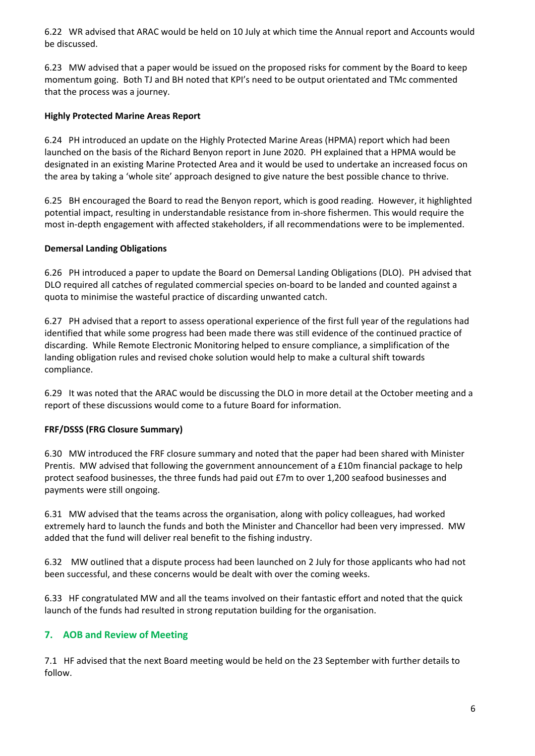6.22 WR advised that ARAC would be held on 10 July at which time the Annual report and Accounts would be discussed.

6.23 MW advised that a paper would be issued on the proposed risks for comment by the Board to keep momentum going. Both TJ and BH noted that KPI's need to be output orientated and TMc commented that the process was a journey.

**Highly Protected Marine Areas Report**

6.24 PH introduced an update on the Highly Protected Marine Areas (HPMA) report which had been launched on the basis of the Richard Benyon report in June 2020. PH explained that a HPMA would be designated in an existing Marine Protected Area and it would be used to undertake an increased focus on the area by taking a 'whole site' approach designed to give nature the best possible chance to thrive.

6.25 BH encouraged the Board to read the Benyon report, which is good reading. However, it highlighted potential impact, resulting in understandable resistance from in-shore fishermen. This would require the most in-depth engagement with affected stakeholders, if all recommendations were to be implemented.

**Demersal Landing Obligations**

6.26 PH introduced a paper to update the Board on Demersal Landing Obligations (DLO). PH advised that DLO required all catches of regulated commercial species on-board to be landed and counted against a quota to minimise the wasteful practice of discarding unwanted catch.

6.27 PH advised that a report to assess operational experience of the first full year of the regulations had identified that while some progress had been made there was still evidence of the continued practice of discarding. While Remote Electronic Monitoring helped to ensure compliance, a simplification of the landing obligation rules and revised choke solution would help to make a cultural shift towards compliance.

6.29 It was noted that the ARAC would be discussing the DLO in more detail at the October meeting and a report of these discussions would come to a future Board for information.

**FRF/DSSS (FRG Closure Summary)**

6.30 MW introduced the FRF closure summary and noted that the paper had been shared with Minister Prentis. MW advised that following the government announcement of a £10m financial package to help protect seafood businesses, the three funds had paid out £7m to over 1,200 seafood businesses and payments were still ongoing.

6.31 MW advised that the teams across the organisation, along with policy colleagues, had worked extremely hard to launch the funds and both the Minister and Chancellor had been very impressed. MW added that the fund will deliver real benefit to the fishing industry.

6.32 MW outlined that a dispute process had been launched on 2 July for those applicants who had not been successful, and these concerns would be dealt with over the coming weeks.

6.33 HF congratulated MW and all the teams involved on their fantastic effort and noted that the quick launch of the funds had resulted in strong reputation building for the organisation.

## 7. AOB and Review of Meeting

7.1 HF advised that the next Board meeting would be held on the 23 September with further details to follow.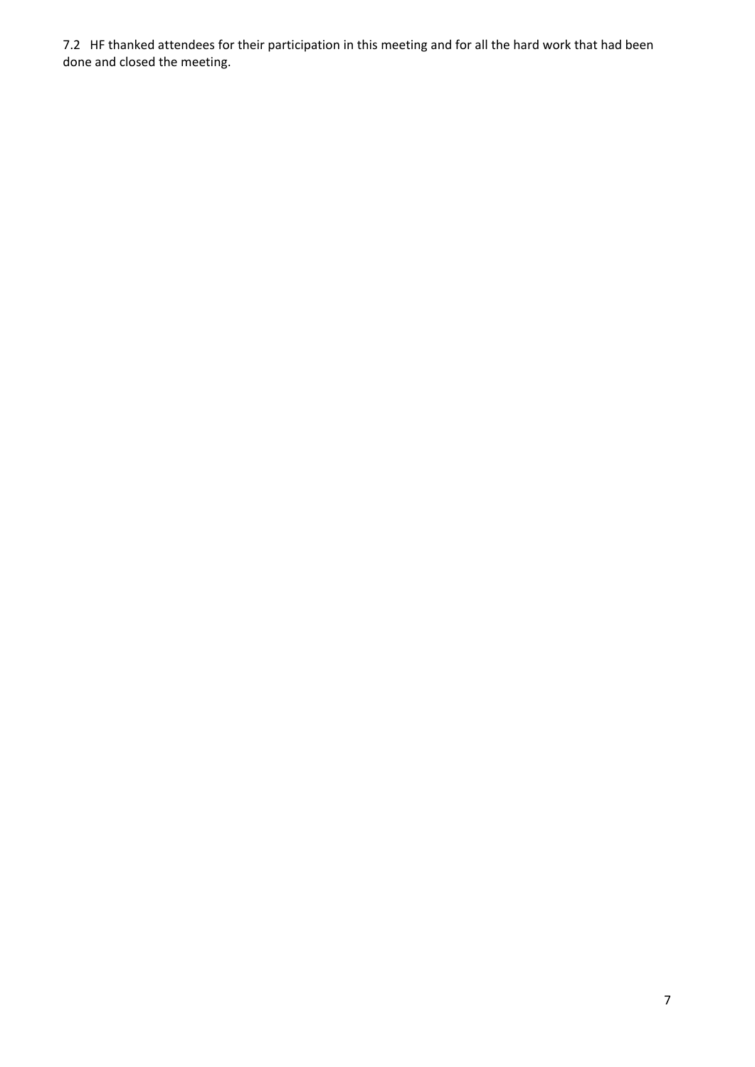7.2 HF thanked attendees for their participation in this meeting and for all the hard work that had been done and closed the meeting.